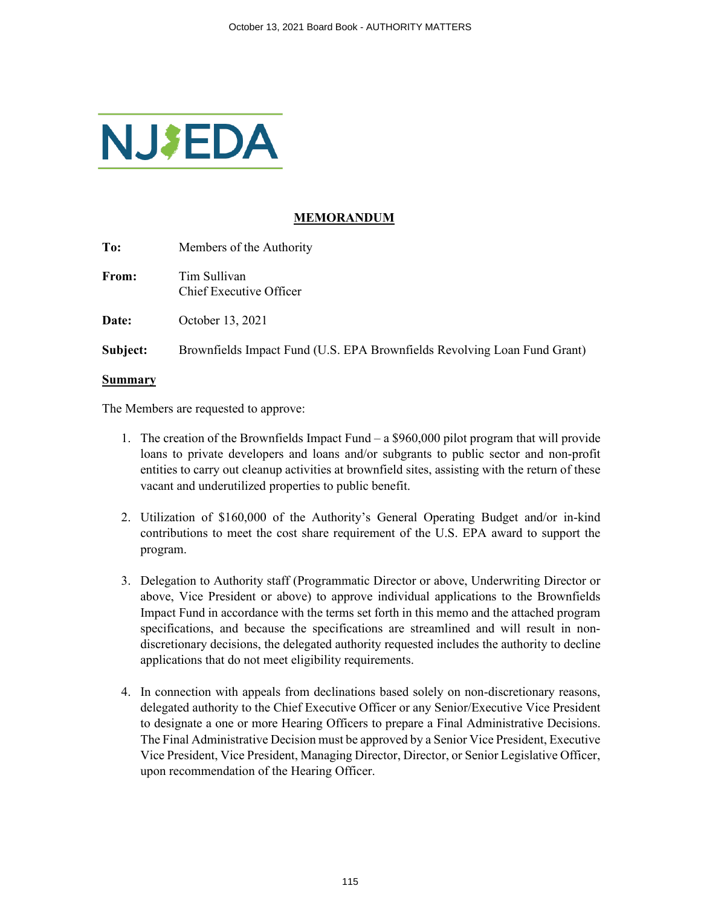NJEDA

# MEMORANDUM

**To:** Members of the Authority

**From:** Tim Sullivan
Chief Executive Officer

**Date:** October 13, 2021

**Subject:** Brownfields Impact Fund (U.S. EPA Brownfields Revolving Loan Fund Grant)

## Summary

The Members are requested to approve:

1. The creation of the Brownfields Impact Fund – a $960,000 pilot program that will provide loans to private developers and loans and/or subgrants to public sector and non-profit entities to carry out cleanup activities at brownfield sites, assisting with the return of these vacant and underutilized properties to public benefit.

2. Utilization of $160,000 of the Authority's General Operating Budget and/or in-kind contributions to meet the cost share requirement of the U.S. EPA award to support the program.

3. Delegation to Authority staff (Programmatic Director or above, Underwriting Director or above, Vice President or above) to approve individual applications to the Brownfields Impact Fund in accordance with the terms set forth in this memo and the attached program specifications, and because the specifications are streamlined and will result in non-discretionary decisions, the delegated authority requested includes the authority to decline applications that do not meet eligibility requirements.

4. In connection with appeals from declinations based solely on non-discretionary reasons, delegated authority to the Chief Executive Officer or any Senior/Executive Vice President to designate a one or more Hearing Officers to prepare a Final Administrative Decisions. The Final Administrative Decision must be approved by a Senior Vice President, Executive Vice President, Vice President, Managing Director, Director, or Senior Legislative Officer, upon recommendation of the Hearing Officer.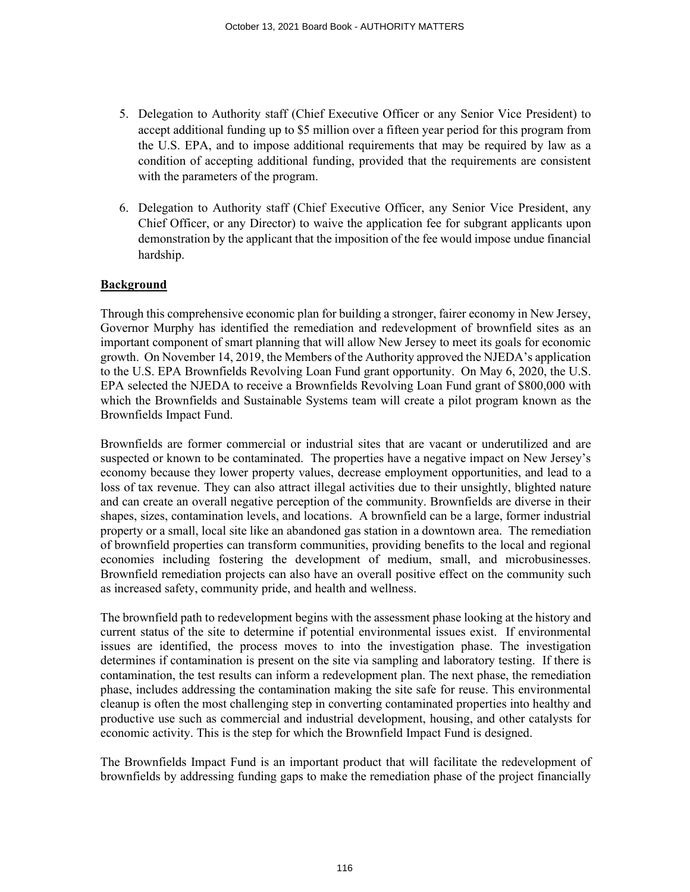5. Delegation to Authority staff (Chief Executive Officer or any Senior Vice President) to accept additional funding up to $5 million over a fifteen year period for this program from the U.S. EPA, and to impose additional requirements that may be required by law as a condition of accepting additional funding, provided that the requirements are consistent with the parameters of the program.

6. Delegation to Authority staff (Chief Executive Officer, any Senior Vice President, any Chief Officer, or any Director) to waive the application fee for subgrant applicants upon demonstration by the applicant that the imposition of the fee would impose undue financial hardship.

**Background**

Through this comprehensive economic plan for building a stronger, fairer economy in New Jersey, Governor Murphy has identified the remediation and redevelopment of brownfield sites as an important component of smart planning that will allow New Jersey to meet its goals for economic growth. On November 14, 2019, the Members of the Authority approved the NJEDA's application to the U.S. EPA Brownfields Revolving Loan Fund grant opportunity. On May 6, 2020, the U.S. EPA selected the NJEDA to receive a Brownfields Revolving Loan Fund grant of $800,000 with which the Brownfields and Sustainable Systems team will create a pilot program known as the Brownfields Impact Fund.

Brownfields are former commercial or industrial sites that are vacant or underutilized and are suspected or known to be contaminated. The properties have a negative impact on New Jersey's economy because they lower property values, decrease employment opportunities, and lead to a loss of tax revenue. They can also attract illegal activities due to their unsightly, blighted nature and can create an overall negative perception of the community. Brownfields are diverse in their shapes, sizes, contamination levels, and locations. A brownfield can be a large, former industrial property or a small, local site like an abandoned gas station in a downtown area. The remediation of brownfield properties can transform communities, providing benefits to the local and regional economies including fostering the development of medium, small, and microbusinesses. Brownfield remediation projects can also have an overall positive effect on the community such as increased safety, community pride, and health and wellness.

The brownfield path to redevelopment begins with the assessment phase looking at the history and current status of the site to determine if potential environmental issues exist. If environmental issues are identified, the process moves to into the investigation phase. The investigation determines if contamination is present on the site via sampling and laboratory testing. If there is contamination, the test results can inform a redevelopment plan. The next phase, the remediation phase, includes addressing the contamination making the site safe for reuse. This environmental cleanup is often the most challenging step in converting contaminated properties into healthy and productive use such as commercial and industrial development, housing, and other catalysts for economic activity. This is the step for which the Brownfield Impact Fund is designed.

The Brownfields Impact Fund is an important product that will facilitate the redevelopment of brownfields by addressing funding gaps to make the remediation phase of the project financially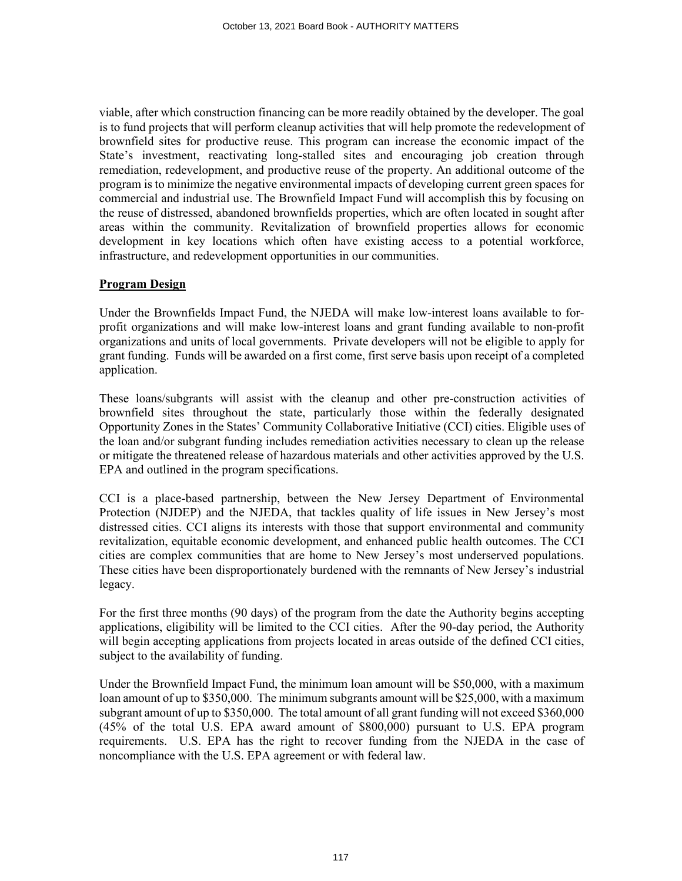viable, after which construction financing can be more readily obtained by the developer. The goal is to fund projects that will perform cleanup activities that will help promote the redevelopment of brownfield sites for productive reuse. This program can increase the economic impact of the State's investment, reactivating long-stalled sites and encouraging job creation through remediation, redevelopment, and productive reuse of the property. An additional outcome of the program is to minimize the negative environmental impacts of developing current green spaces for commercial and industrial use. The Brownfield Impact Fund will accomplish this by focusing on the reuse of distressed, abandoned brownfields properties, which are often located in sought after areas within the community. Revitalization of brownfield properties allows for economic development in key locations which often have existing access to a potential workforce, infrastructure, and redevelopment opportunities in our communities.

## Program Design

Under the Brownfields Impact Fund, the NJEDA will make low-interest loans available to for-profit organizations and will make low-interest loans and grant funding available to non-profit organizations and units of local governments. Private developers will not be eligible to apply for grant funding. Funds will be awarded on a first come, first serve basis upon receipt of a completed application.

These loans/subgrants will assist with the cleanup and other pre-construction activities of brownfield sites throughout the state, particularly those within the federally designated Opportunity Zones in the States' Community Collaborative Initiative (CCI) cities. Eligible uses of the loan and/or subgrant funding includes remediation activities necessary to clean up the release or mitigate the threatened release of hazardous materials and other activities approved by the U.S. EPA and outlined in the program specifications.

CCI is a place-based partnership, between the New Jersey Department of Environmental Protection (NJDEP) and the NJEDA, that tackles quality of life issues in New Jersey's most distressed cities. CCI aligns its interests with those that support environmental and community revitalization, equitable economic development, and enhanced public health outcomes. The CCI cities are complex communities that are home to New Jersey's most underserved populations. These cities have been disproportionately burdened with the remnants of New Jersey's industrial legacy.

For the first three months (90 days) of the program from the date the Authority begins accepting applications, eligibility will be limited to the CCI cities. After the 90-day period, the Authority will begin accepting applications from projects located in areas outside of the defined CCI cities, subject to the availability of funding.

Under the Brownfield Impact Fund, the minimum loan amount will be $50,000, with a maximum loan amount of up to $350,000. The minimum subgrants amount will be $25,000, with a maximum subgrant amount of up to $350,000. The total amount of all grant funding will not exceed $360,000 (45% of the total U.S. EPA award amount of $800,000) pursuant to U.S. EPA program requirements. U.S. EPA has the right to recover funding from the NJEDA in the case of noncompliance with the U.S. EPA agreement or with federal law.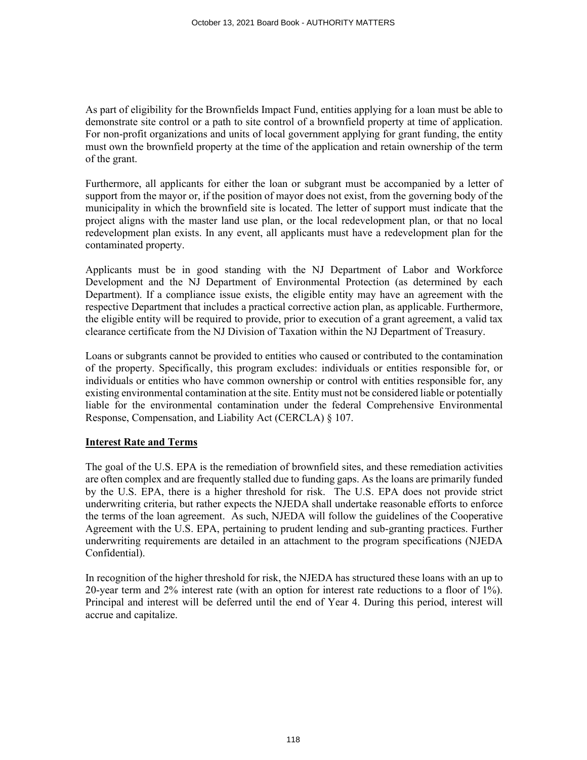As part of eligibility for the Brownfields Impact Fund, entities applying for a loan must be able to demonstrate site control or a path to site control of a brownfield property at time of application. For non-profit organizations and units of local government applying for grant funding, the entity must own the brownfield property at the time of the application and retain ownership of the term of the grant.

Furthermore, all applicants for either the loan or subgrant must be accompanied by a letter of support from the mayor or, if the position of mayor does not exist, from the governing body of the municipality in which the brownfield site is located. The letter of support must indicate that the project aligns with the master land use plan, or the local redevelopment plan, or that no local redevelopment plan exists. In any event, all applicants must have a redevelopment plan for the contaminated property.

Applicants must be in good standing with the NJ Department of Labor and Workforce Development and the NJ Department of Environmental Protection (as determined by each Department). If a compliance issue exists, the eligible entity may have an agreement with the respective Department that includes a practical corrective action plan, as applicable. Furthermore, the eligible entity will be required to provide, prior to execution of a grant agreement, a valid tax clearance certificate from the NJ Division of Taxation within the NJ Department of Treasury.

Loans or subgrants cannot be provided to entities who caused or contributed to the contamination of the property. Specifically, this program excludes: individuals or entities responsible for, or individuals or entities who have common ownership or control with entities responsible for, any existing environmental contamination at the site. Entity must not be considered liable or potentially liable for the environmental contamination under the federal Comprehensive Environmental Response, Compensation, and Liability Act (CERCLA) § 107.

**Interest Rate and Terms**

The goal of the U.S. EPA is the remediation of brownfield sites, and these remediation activities are often complex and are frequently stalled due to funding gaps. As the loans are primarily funded by the U.S. EPA, there is a higher threshold for risk. The U.S. EPA does not provide strict underwriting criteria, but rather expects the NJEDA shall undertake reasonable efforts to enforce the terms of the loan agreement. As such, NJEDA will follow the guidelines of the Cooperative Agreement with the U.S. EPA, pertaining to prudent lending and sub-granting practices. Further underwriting requirements are detailed in an attachment to the program specifications (NJEDA Confidential).

In recognition of the higher threshold for risk, the NJEDA has structured these loans with an up to 20-year term and 2% interest rate (with an option for interest rate reductions to a floor of 1%). Principal and interest will be deferred until the end of Year 4. During this period, interest will accrue and capitalize.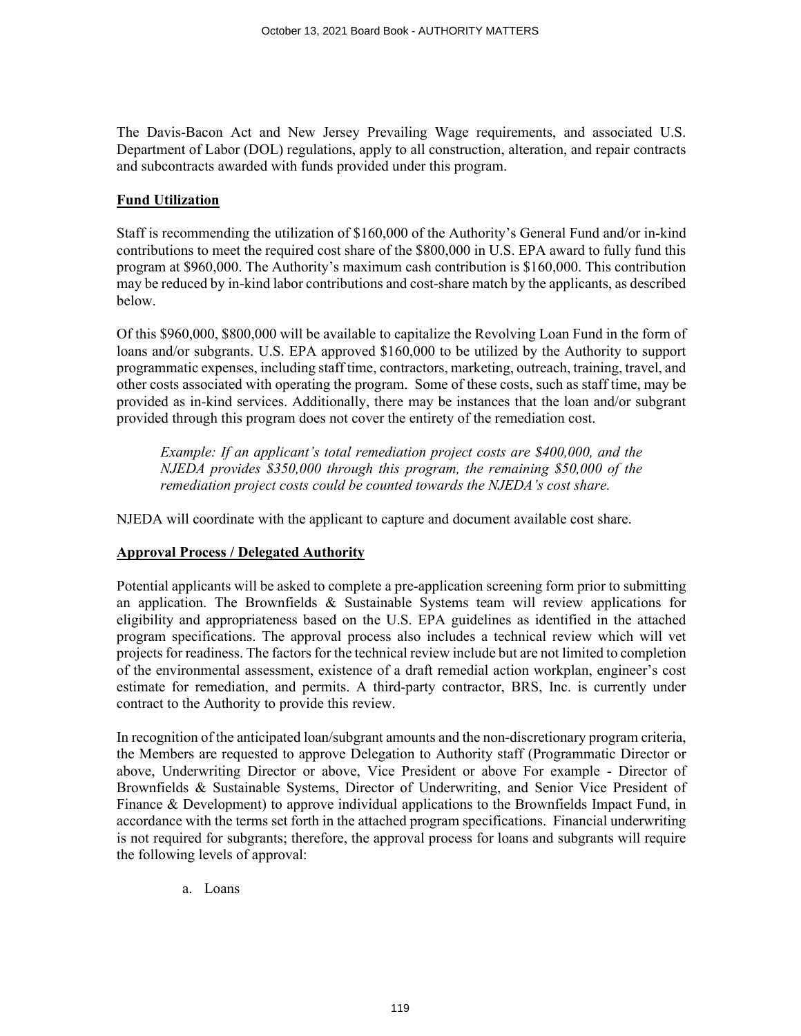The Davis-Bacon Act and New Jersey Prevailing Wage requirements, and associated U.S. Department of Labor (DOL) regulations, apply to all construction, alteration, and repair contracts and subcontracts awarded with funds provided under this program.

**Fund Utilization**

Staff is recommending the utilization of $160,000 of the Authority's General Fund and/or in-kind contributions to meet the required cost share of the $800,000 in U.S. EPA award to fully fund this program at $960,000. The Authority's maximum cash contribution is $160,000. This contribution may be reduced by in-kind labor contributions and cost-share match by the applicants, as described below.

Of this $960,000, $800,000 will be available to capitalize the Revolving Loan Fund in the form of loans and/or subgrants. U.S. EPA approved $160,000 to be utilized by the Authority to support programmatic expenses, including staff time, contractors, marketing, outreach, training, travel, and other costs associated with operating the program. Some of these costs, such as staff time, may be provided as in-kind services. Additionally, there may be instances that the loan and/or subgrant provided through this program does not cover the entirety of the remediation cost.

> *Example: If an applicant's total remediation project costs are $400,000, and the NJEDA provides $350,000 through this program, the remaining $50,000 of the remediation project costs could be counted towards the NJEDA's cost share.*

NJEDA will coordinate with the applicant to capture and document available cost share.

**Approval Process / Delegated Authority**

Potential applicants will be asked to complete a pre-application screening form prior to submitting an application. The Brownfields & Sustainable Systems team will review applications for eligibility and appropriateness based on the U.S. EPA guidelines as identified in the attached program specifications. The approval process also includes a technical review which will vet projects for readiness. The factors for the technical review include but are not limited to completion of the environmental assessment, existence of a draft remedial action workplan, engineer's cost estimate for remediation, and permits. A third-party contractor, BRS, Inc. is currently under contract to the Authority to provide this review.

In recognition of the anticipated loan/subgrant amounts and the non-discretionary program criteria, the Members are requested to approve Delegation to Authority staff (Programmatic Director or above, Underwriting Director or above, Vice President or above For example - Director of Brownfields & Sustainable Systems, Director of Underwriting, and Senior Vice President of Finance & Development) to approve individual applications to the Brownfields Impact Fund, in accordance with the terms set forth in the attached program specifications. Financial underwriting is not required for subgrants; therefore, the approval process for loans and subgrants will require the following levels of approval:

a. Loans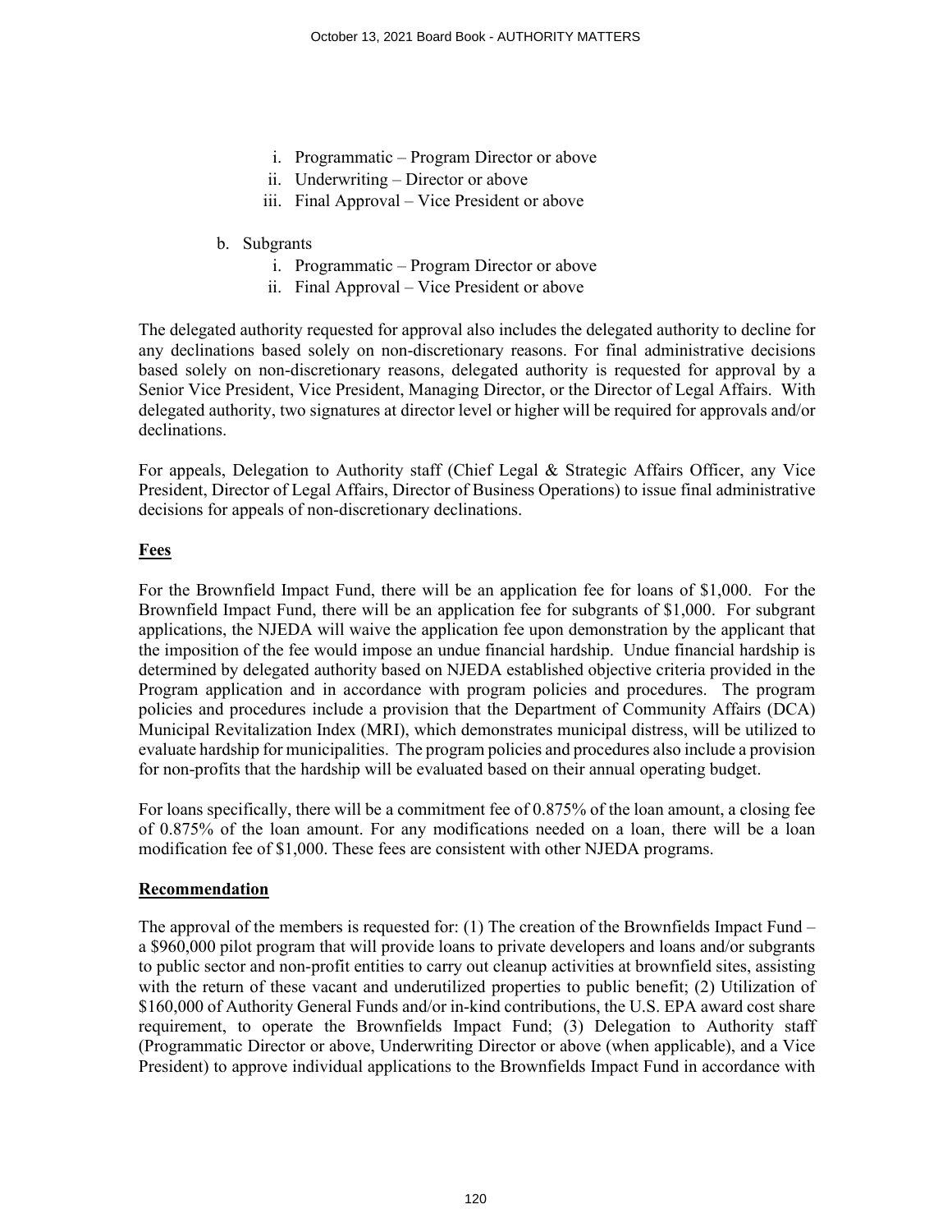i. Programmatic – Program Director or above
   ii. Underwriting – Director or above
   iii. Final Approval – Vice President or above

b. Subgrants
   i. Programmatic – Program Director or above
   ii. Final Approval – Vice President or above

The delegated authority requested for approval also includes the delegated authority to decline for any declinations based solely on non-discretionary reasons. For final administrative decisions based solely on non-discretionary reasons, delegated authority is requested for approval by a Senior Vice President, Vice President, Managing Director, or the Director of Legal Affairs. With delegated authority, two signatures at director level or higher will be required for approvals and/or declinations.

For appeals, Delegation to Authority staff (Chief Legal & Strategic Affairs Officer, any Vice President, Director of Legal Affairs, Director of Business Operations) to issue final administrative decisions for appeals of non-discretionary declinations.

**Fees**

For the Brownfield Impact Fund, there will be an application fee for loans of $1,000. For the Brownfield Impact Fund, there will be an application fee for subgrants of $1,000. For subgrant applications, the NJEDA will waive the application fee upon demonstration by the applicant that the imposition of the fee would impose an undue financial hardship. Undue financial hardship is determined by delegated authority based on NJEDA established objective criteria provided in the Program application and in accordance with program policies and procedures. The program policies and procedures include a provision that the Department of Community Affairs (DCA) Municipal Revitalization Index (MRI), which demonstrates municipal distress, will be utilized to evaluate hardship for municipalities. The program policies and procedures also include a provision for non-profits that the hardship will be evaluated based on their annual operating budget.

For loans specifically, there will be a commitment fee of 0.875% of the loan amount, a closing fee of 0.875% of the loan amount. For any modifications needed on a loan, there will be a loan modification fee of $1,000. These fees are consistent with other NJEDA programs.

**Recommendation**

The approval of the members is requested for: (1) The creation of the Brownfields Impact Fund – a $960,000 pilot program that will provide loans to private developers and loans and/or subgrants to public sector and non-profit entities to carry out cleanup activities at brownfield sites, assisting with the return of these vacant and underutilized properties to public benefit; (2) Utilization of $160,000 of Authority General Funds and/or in-kind contributions, the U.S. EPA award cost share requirement, to operate the Brownfields Impact Fund; (3) Delegation to Authority staff (Programmatic Director or above, Underwriting Director or above (when applicable), and a Vice President) to approve individual applications to the Brownfields Impact Fund in accordance with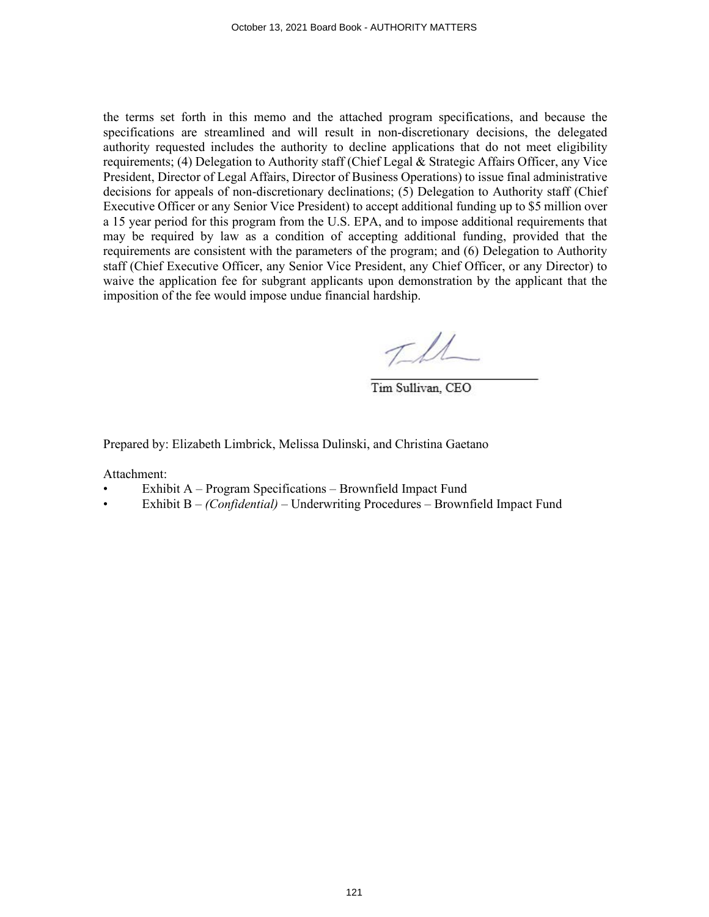the terms set forth in this memo and the attached program specifications, and because the specifications are streamlined and will result in non-discretionary decisions, the delegated authority requested includes the authority to decline applications that do not meet eligibility requirements; (4) Delegation to Authority staff (Chief Legal & Strategic Affairs Officer, any Vice President, Director of Legal Affairs, Director of Business Operations) to issue final administrative decisions for appeals of non-discretionary declinations; (5) Delegation to Authority staff (Chief Executive Officer or any Senior Vice President) to accept additional funding up to $5 million over a 15 year period for this program from the U.S. EPA, and to impose additional requirements that may be required by law as a condition of accepting additional funding, provided that the requirements are consistent with the parameters of the program; and (6) Delegation to Authority staff (Chief Executive Officer, any Senior Vice President, any Chief Officer, or any Director) to waive the application fee for subgrant applicants upon demonstration by the applicant that the imposition of the fee would impose undue financial hardship.

Tim Sullivan, CEO

Prepared by: Elizabeth Limbrick, Melissa Dulinski, and Christina Gaetano

Attachment:

- Exhibit A – Program Specifications – Brownfield Impact Fund
- Exhibit B – *(Confidential)* – Underwriting Procedures – Brownfield Impact Fund